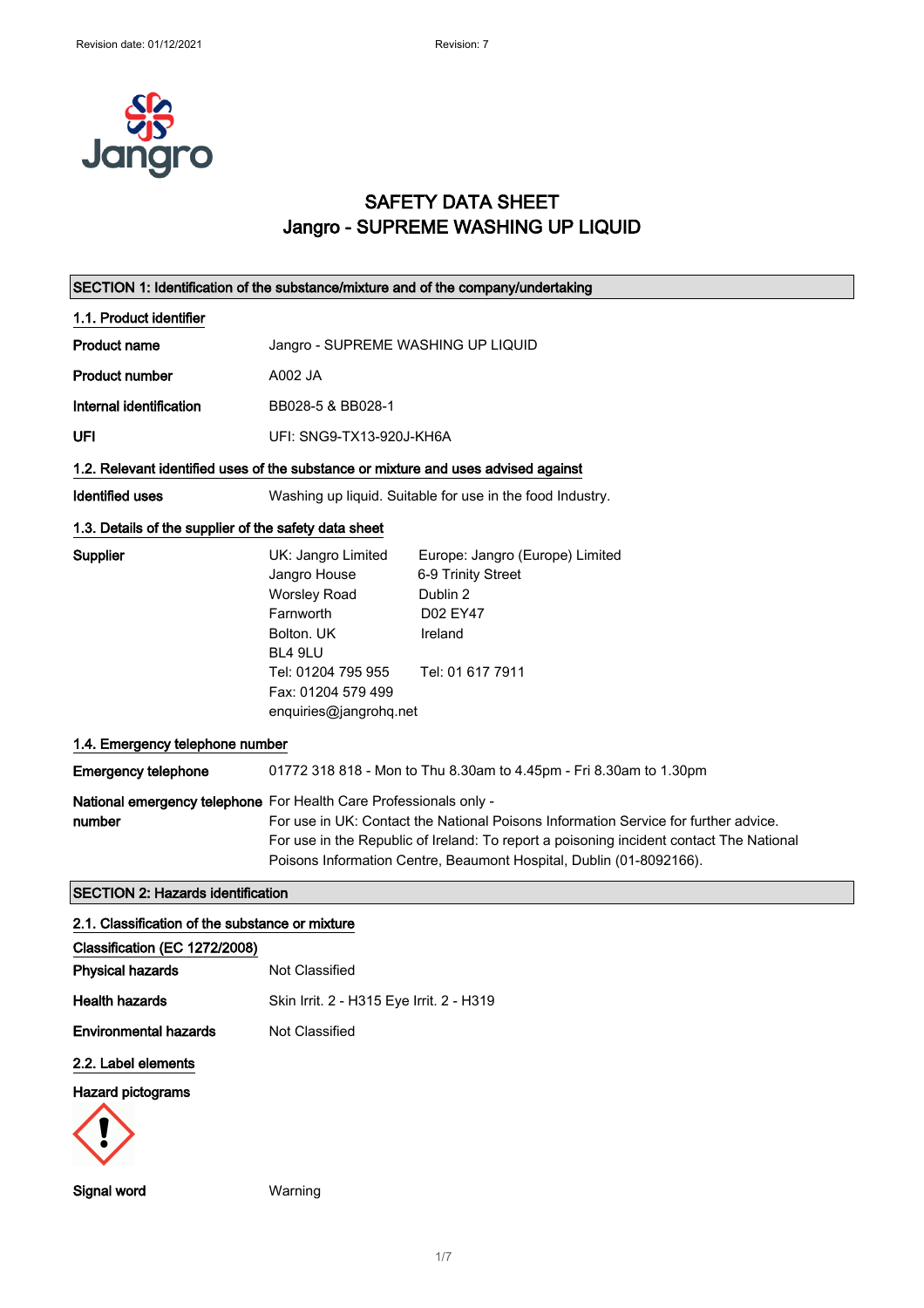# SAFETY DATA SHEET
# Jangro - SUPREME WASHING UP LIQUID

## SECTION 1: Identification of the substance/mixture and of the company/undertaking

### 1.1. Product identifier

**Product name** Jangro - SUPREME WASHING UP LIQUID

**Product number** A002 JA

**Internal identification** BB028-5 & BB028-1

**UFI** UFI: SNG9-TX13-920J-KH6A

### 1.2. Relevant identified uses of the substance or mixture and uses advised against

**Identified uses** Washing up liquid. Suitable for use in the food Industry.

### 1.3. Details of the supplier of the safety data sheet

**Supplier**

UK: Jangro Limited
Jangro House
Worsley Road
Farnworth
Bolton. UK
BL4 9LU
Tel: 01204 795 955
Fax: 01204 579 499
enquiries@jangrohq.net

Europe: Jangro (Europe) Limited
6-9 Trinity Street
Dublin 2
D02 EY47
Ireland
Tel: 01 617 7911

### 1.4. Emergency telephone number

**Emergency telephone** 01772 318 818 - Mon to Thu 8.30am to 4.45pm - Fri 8.30am to 1.30pm

**National emergency telephone number** For Health Care Professionals only -
For use in UK: Contact the National Poisons Information Service for further advice.
For use in the Republic of Ireland: To report a poisoning incident contact The National Poisons Information Centre, Beaumont Hospital, Dublin (01-8092166).

## SECTION 2: Hazards identification

### 2.1. Classification of the substance or mixture

**Classification (EC 1272/2008)**

**Physical hazards** Not Classified

**Health hazards** Skin Irrit. 2 - H315 Eye Irrit. 2 - H319

**Environmental hazards** Not Classified

### 2.2. Label elements

**Hazard pictograms**

**Signal word** Warning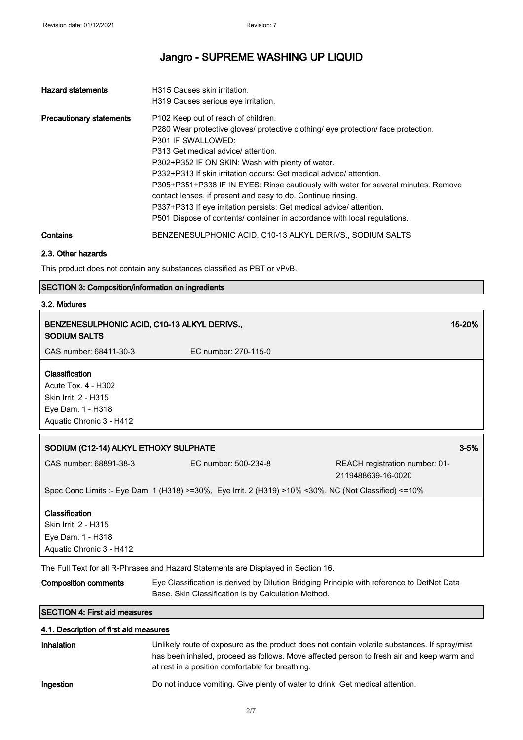| | |
|---|---|
| **Hazard statements** | H315 Causes skin irritation.<br>H319 Causes serious eye irritation. |
| **Precautionary statements** | P102 Keep out of reach of children.<br>P280 Wear protective gloves/ protective clothing/ eye protection/ face protection.<br>P301 IF SWALLOWED:<br>P313 Get medical advice/ attention.<br>P302+P352 IF ON SKIN: Wash with plenty of water.<br>P332+P313 If skin irritation occurs: Get medical advice/ attention.<br>P305+P351+P338 IF IN EYES: Rinse cautiously with water for several minutes. Remove contact lenses, if present and easy to do. Continue rinsing.<br>P337+P313 If eye irritation persists: Get medical advice/ attention.<br>P501 Dispose of contents/ container in accordance with local regulations. |
| **Contains** | BENZENESULPHONIC ACID, C10-13 ALKYL DERIVS., SODIUM SALTS |

### 2.3. Other hazards

This product does not contain any substances classified as PBT or vPvB.

## SECTION 3: Composition/information on ingredients

### 3.2. Mixtures

**BENZENESULPHONIC ACID, C10-13 ALKYL DERIVS., SODIUM SALTS** — 15-20%

CAS number: 68411-30-3 EC number: 270-115-0

**Classification**
Acute Tox. 4 - H302
Skin Irrit. 2 - H315
Eye Dam. 1 - H318
Aquatic Chronic 3 - H412

**SODIUM (C12-14) ALKYL ETHOXY SULPHATE** — 3-5%

CAS number: 68891-38-3 EC number: 500-234-8 REACH registration number: 01-2119488639-16-0020

Spec Conc Limits :- Eye Dam. 1 (H318) >=30%, Eye Irrit. 2 (H319) >10% <30%, NC (Not Classified) <=10%

**Classification**
Skin Irrit. 2 - H315
Eye Dam. 1 - H318
Aquatic Chronic 3 - H412

The Full Text for all R-Phrases and Hazard Statements are Displayed in Section 16.

**Composition comments** Eye Classification is derived by Dilution Bridging Principle with reference to DetNet Data Base. Skin Classification is by Calculation Method.

## SECTION 4: First aid measures

### 4.1. Description of first aid measures

**Inhalation** Unlikely route of exposure as the product does not contain volatile substances. If spray/mist has been inhaled, proceed as follows. Move affected person to fresh air and keep warm and at rest in a position comfortable for breathing.

**Ingestion** Do not induce vomiting. Give plenty of water to drink. Get medical attention.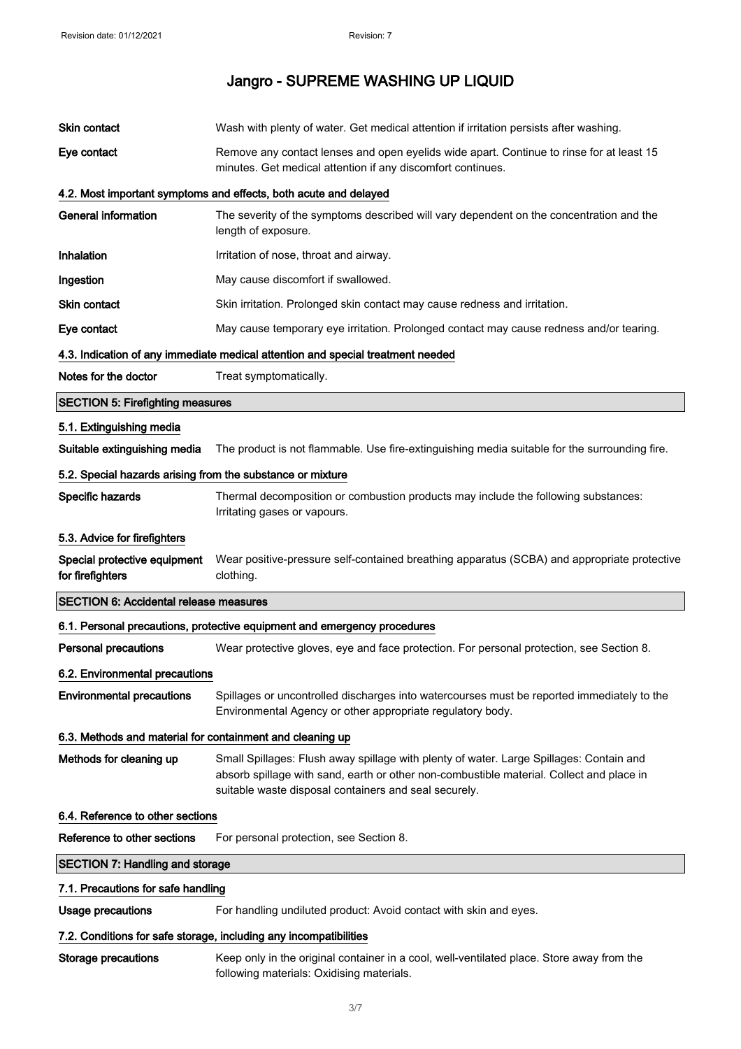| | |
|---|---|
| **Skin contact** | Wash with plenty of water. Get medical attention if irritation persists after washing. |
| **Eye contact** | Remove any contact lenses and open eyelids wide apart. Continue to rinse for at least 15 minutes. Get medical attention if any discomfort continues. |

### 4.2. Most important symptoms and effects, both acute and delayed

| | |
|---|---|
| **General information** | The severity of the symptoms described will vary dependent on the concentration and the length of exposure. |
| **Inhalation** | Irritation of nose, throat and airway. |
| **Ingestion** | May cause discomfort if swallowed. |
| **Skin contact** | Skin irritation. Prolonged skin contact may cause redness and irritation. |
| **Eye contact** | May cause temporary eye irritation. Prolonged contact may cause redness and/or tearing. |

### 4.3. Indication of any immediate medical attention and special treatment needed

| | |
|---|---|
| **Notes for the doctor** | Treat symptomatically. |

## SECTION 5: Firefighting measures

### 5.1. Extinguishing media

| | |
|---|---|
| **Suitable extinguishing media** | The product is not flammable. Use fire-extinguishing media suitable for the surrounding fire. |

### 5.2. Special hazards arising from the substance or mixture

| | |
|---|---|
| **Specific hazards** | Thermal decomposition or combustion products may include the following substances: Irritating gases or vapours. |

### 5.3. Advice for firefighters

| | |
|---|---|
| **Special protective equipment for firefighters** | Wear positive-pressure self-contained breathing apparatus (SCBA) and appropriate protective clothing. |

## SECTION 6: Accidental release measures

### 6.1. Personal precautions, protective equipment and emergency procedures

| | |
|---|---|
| **Personal precautions** | Wear protective gloves, eye and face protection. For personal protection, see Section 8. |

### 6.2. Environmental precautions

| | |
|---|---|
| **Environmental precautions** | Spillages or uncontrolled discharges into watercourses must be reported immediately to the Environmental Agency or other appropriate regulatory body. |

### 6.3. Methods and material for containment and cleaning up

| | |
|---|---|
| **Methods for cleaning up** | Small Spillages: Flush away spillage with plenty of water. Large Spillages: Contain and absorb spillage with sand, earth or other non-combustible material. Collect and place in suitable waste disposal containers and seal securely. |

### 6.4. Reference to other sections

| | |
|---|---|
| **Reference to other sections** | For personal protection, see Section 8. |

## SECTION 7: Handling and storage

### 7.1. Precautions for safe handling

| | |
|---|---|
| **Usage precautions** | For handling undiluted product: Avoid contact with skin and eyes. |

### 7.2. Conditions for safe storage, including any incompatibilities

| | |
|---|---|
| **Storage precautions** | Keep only in the original container in a cool, well-ventilated place. Store away from the following materials: Oxidising materials. |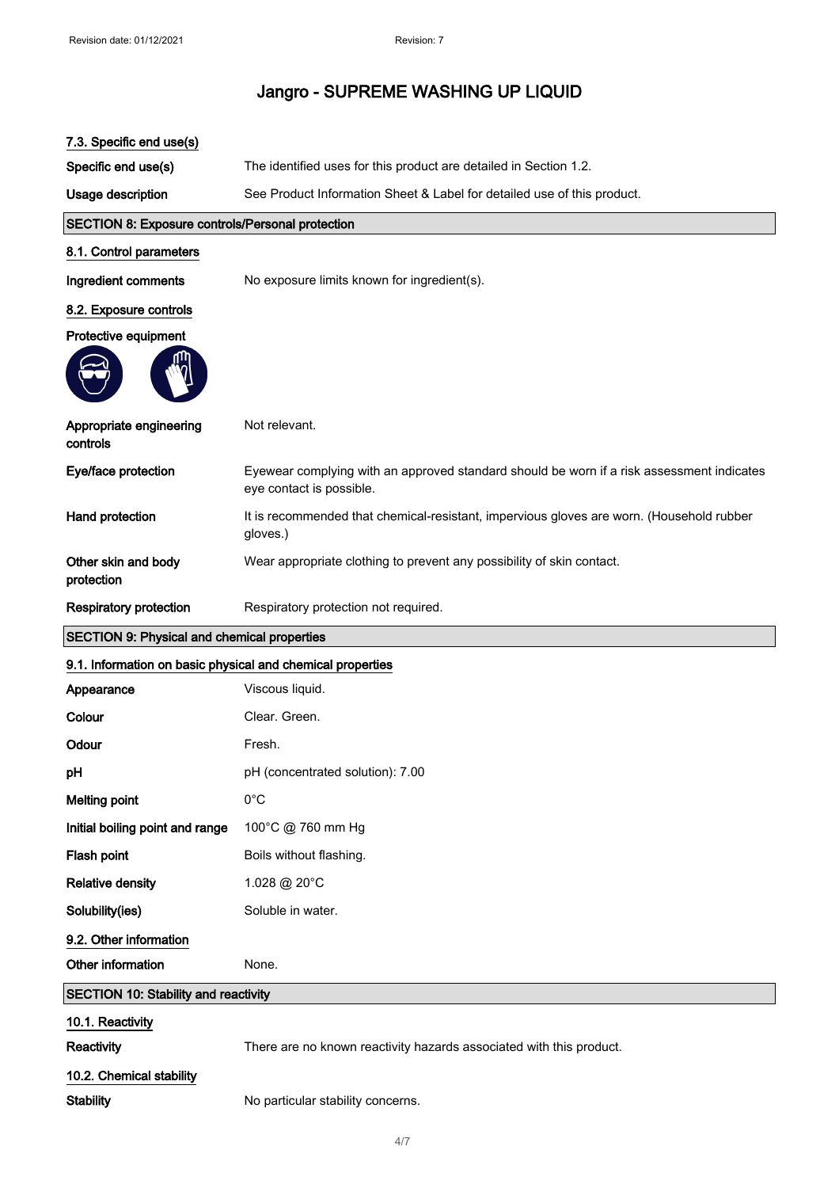# Jangro - SUPREME WASHING UP LIQUID

### 7.3. Specific end use(s)

**Specific end use(s)** The identified uses for this product are detailed in Section 1.2.

**Usage description** See Product Information Sheet & Label for detailed use of this product.

## SECTION 8: Exposure controls/Personal protection

### 8.1. Control parameters

**Ingredient comments** No exposure limits known for ingredient(s).

### 8.2. Exposure controls

**Protective equipment**

**Appropriate engineering controls** Not relevant.

**Eye/face protection** Eyewear complying with an approved standard should be worn if a risk assessment indicates eye contact is possible.

**Hand protection** It is recommended that chemical-resistant, impervious gloves are worn. (Household rubber gloves.)

**Other skin and body protection** Wear appropriate clothing to prevent any possibility of skin contact.

**Respiratory protection** Respiratory protection not required.

## SECTION 9: Physical and chemical properties

### 9.1. Information on basic physical and chemical properties

**Appearance** Viscous liquid.

**Colour** Clear. Green.

**Odour** Fresh.

**pH** pH (concentrated solution): 7.00

**Melting point** 0°C

**Initial boiling point and range** 100°C @ 760 mm Hg

**Flash point** Boils without flashing.

**Relative density** 1.028 @ 20°C

**Solubility(ies)** Soluble in water.

### 9.2. Other information

**Other information** None.

## SECTION 10: Stability and reactivity

### 10.1. Reactivity

**Reactivity** There are no known reactivity hazards associated with this product.

### 10.2. Chemical stability

**Stability** No particular stability concerns.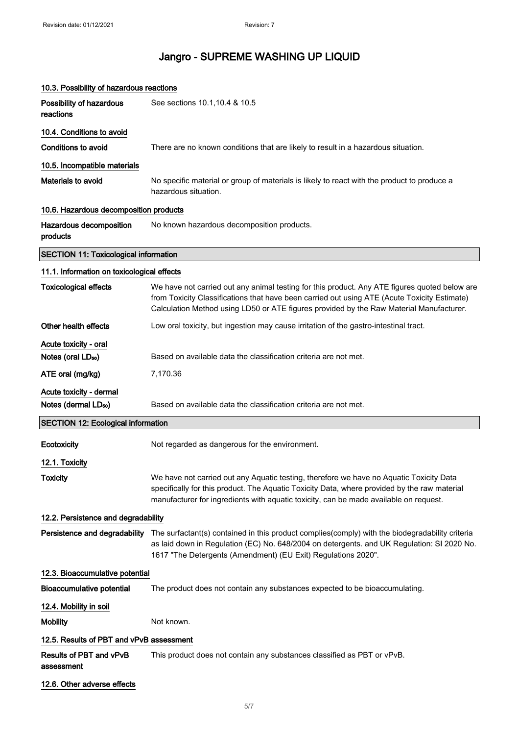# Jangro - SUPREME WASHING UP LIQUID

### 10.3. Possibility of hazardous reactions

| | |
|---|---|
| **Possibility of hazardous reactions** | See sections 10.1,10.4 & 10.5 |

### 10.4. Conditions to avoid

| | |
|---|---|
| **Conditions to avoid** | There are no known conditions that are likely to result in a hazardous situation. |

### 10.5. Incompatible materials

| | |
|---|---|
| **Materials to avoid** | No specific material or group of materials is likely to react with the product to produce a hazardous situation. |

### 10.6. Hazardous decomposition products

| | |
|---|---|
| **Hazardous decomposition products** | No known hazardous decomposition products. |

## SECTION 11: Toxicological information

### 11.1. Information on toxicological effects

| | |
|---|---|
| **Toxicological effects** | We have not carried out any animal testing for this product. Any ATE figures quoted below are from Toxicity Classifications that have been carried out using ATE (Acute Toxicity Estimate) Calculation Method using LD50 or ATE figures provided by the Raw Material Manufacturer. |
| **Other health effects** | Low oral toxicity, but ingestion may cause irritation of the gastro-intestinal tract. |

**Acute toxicity - oral**

| | |
|---|---|
| **Notes (oral $LD_{50}$)** | Based on available data the classification criteria are not met. |
| **ATE oral (mg/kg)** | 7,170.36 |

**Acute toxicity - dermal**

| | |
|---|---|
| **Notes (dermal $LD_{50}$)** | Based on available data the classification criteria are not met. |

## SECTION 12: Ecological information

| | |
|---|---|
| **Ecotoxicity** | Not regarded as dangerous for the environment. |

### 12.1. Toxicity

| | |
|---|---|
| **Toxicity** | We have not carried out any Aquatic testing, therefore we have no Aquatic Toxicity Data specifically for this product. The Aquatic Toxicity Data, where provided by the raw material manufacturer for ingredients with aquatic toxicity, can be made available on request. |

### 12.2. Persistence and degradability

| | |
|---|---|
| **Persistence and degradability** | The surfactant(s) contained in this product complies(comply) with the biodegradability criteria as laid down in Regulation (EC) No. 648/2004 on detergents. and UK Regulation: SI 2020 No. 1617 "The Detergents (Amendment) (EU Exit) Regulations 2020". |

### 12.3. Bioaccumulative potential

| | |
|---|---|
| **Bioaccumulative potential** | The product does not contain any substances expected to be bioaccumulating. |

### 12.4. Mobility in soil

| | |
|---|---|
| **Mobility** | Not known. |

### 12.5. Results of PBT and vPvB assessment

| | |
|---|---|
| **Results of PBT and vPvB assessment** | This product does not contain any substances classified as PBT or vPvB. |

### 12.6. Other adverse effects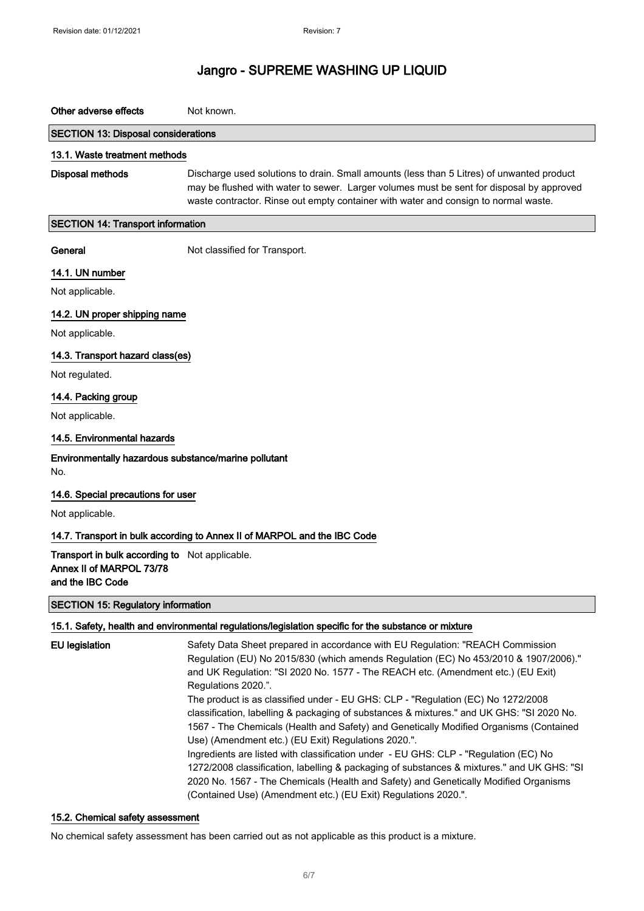# Jangro - SUPREME WASHING UP LIQUID

**Other adverse effects** Not known.

## SECTION 13: Disposal considerations

### 13.1. Waste treatment methods

**Disposal methods** Discharge used solutions to drain. Small amounts (less than 5 Litres) of unwanted product may be flushed with water to sewer. Larger volumes must be sent for disposal by approved waste contractor. Rinse out empty container with water and consign to normal waste.

## SECTION 14: Transport information

**General** Not classified for Transport.

### 14.1. UN number

Not applicable.

### 14.2. UN proper shipping name

Not applicable.

### 14.3. Transport hazard class(es)

Not regulated.

### 14.4. Packing group

Not applicable.

### 14.5. Environmental hazards

**Environmentally hazardous substance/marine pollutant**

No.

### 14.6. Special precautions for user

Not applicable.

### 14.7. Transport in bulk according to Annex II of MARPOL and the IBC Code

**Transport in bulk according to Annex II of MARPOL 73/78 and the IBC Code** Not applicable.

## SECTION 15: Regulatory information

### 15.1. Safety, health and environmental regulations/legislation specific for the substance or mixture

**EU legislation** Safety Data Sheet prepared in accordance with EU Regulation: "REACH Commission Regulation (EU) No 2015/830 (which amends Regulation (EC) No 453/2010 & 1907/2006)." and UK Regulation: "SI 2020 No. 1577 - The REACH etc. (Amendment etc.) (EU Exit) Regulations 2020.".

The product is as classified under - EU GHS: CLP - "Regulation (EC) No 1272/2008 classification, labelling & packaging of substances & mixtures." and UK GHS: "SI 2020 No. 1567 - The Chemicals (Health and Safety) and Genetically Modified Organisms (Contained Use) (Amendment etc.) (EU Exit) Regulations 2020.".

Ingredients are listed with classification under - EU GHS: CLP - "Regulation (EC) No 1272/2008 classification, labelling & packaging of substances & mixtures." and UK GHS: "SI 2020 No. 1567 - The Chemicals (Health and Safety) and Genetically Modified Organisms (Contained Use) (Amendment etc.) (EU Exit) Regulations 2020.".

### 15.2. Chemical safety assessment

No chemical safety assessment has been carried out as not applicable as this product is a mixture.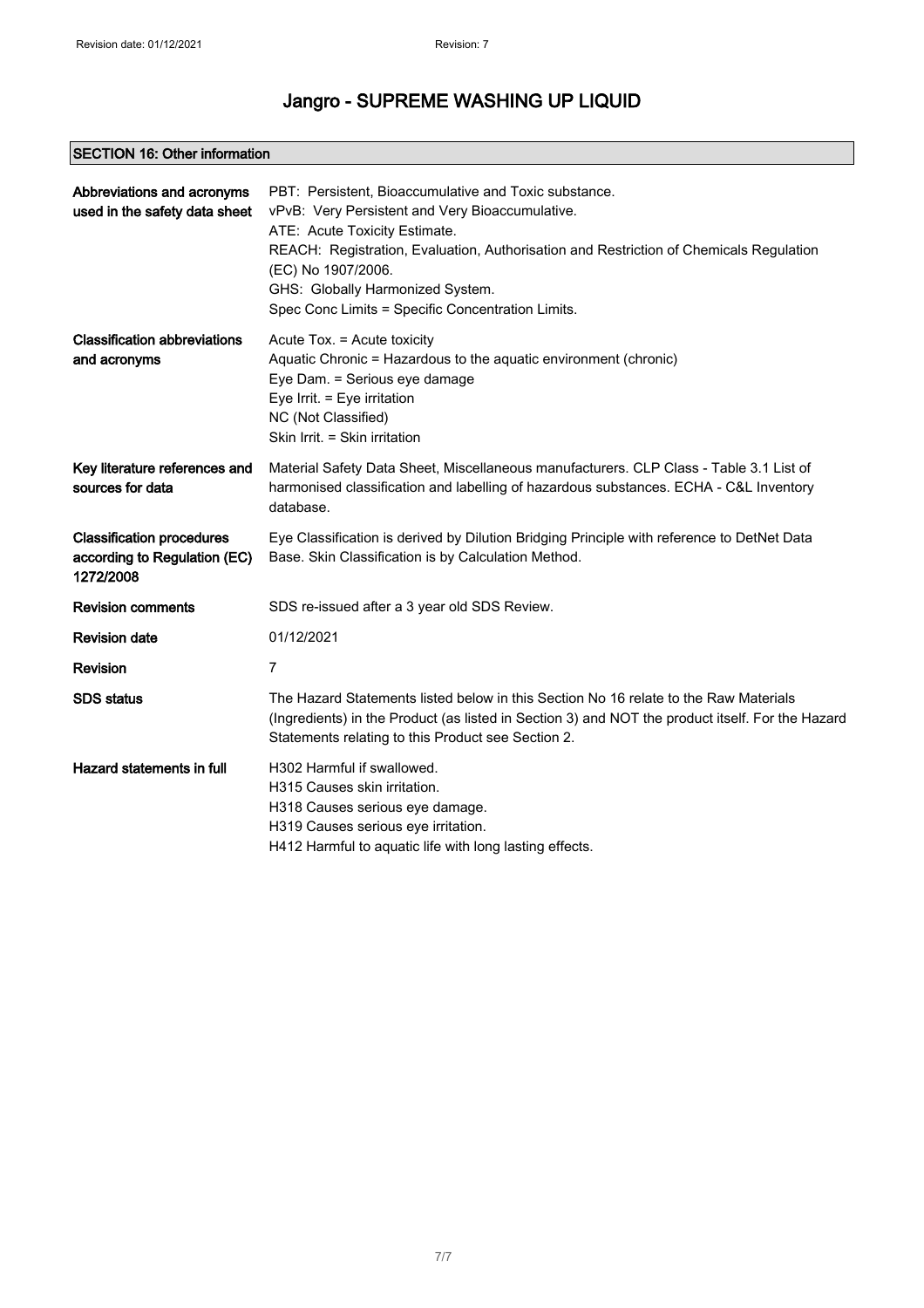# Jangro - SUPREME WASHING UP LIQUID

## SECTION 16: Other information

**Abbreviations and acronyms used in the safety data sheet**

PBT: Persistent, Bioaccumulative and Toxic substance.
vPvB: Very Persistent and Very Bioaccumulative.
ATE: Acute Toxicity Estimate.
REACH: Registration, Evaluation, Authorisation and Restriction of Chemicals Regulation (EC) No 1907/2006.
GHS: Globally Harmonized System.
Spec Conc Limits = Specific Concentration Limits.

**Classification abbreviations and acronyms**

Acute Tox. = Acute toxicity
Aquatic Chronic = Hazardous to the aquatic environment (chronic)
Eye Dam. = Serious eye damage
Eye Irrit. = Eye irritation
NC (Not Classified)
Skin Irrit. = Skin irritation

**Key literature references and sources for data**

Material Safety Data Sheet, Miscellaneous manufacturers. CLP Class - Table 3.1 List of harmonised classification and labelling of hazardous substances. ECHA - C&L Inventory database.

**Classification procedures according to Regulation (EC) 1272/2008**

Eye Classification is derived by Dilution Bridging Principle with reference to DetNet Data Base. Skin Classification is by Calculation Method.

**Revision comments**

SDS re-issued after a 3 year old SDS Review.

**Revision date**

01/12/2021

**Revision**

7

**SDS status**

The Hazard Statements listed below in this Section No 16 relate to the Raw Materials (Ingredients) in the Product (as listed in Section 3) and NOT the product itself. For the Hazard Statements relating to this Product see Section 2.

**Hazard statements in full**

H302 Harmful if swallowed.
H315 Causes skin irritation.
H318 Causes serious eye damage.
H319 Causes serious eye irritation.
H412 Harmful to aquatic life with long lasting effects.